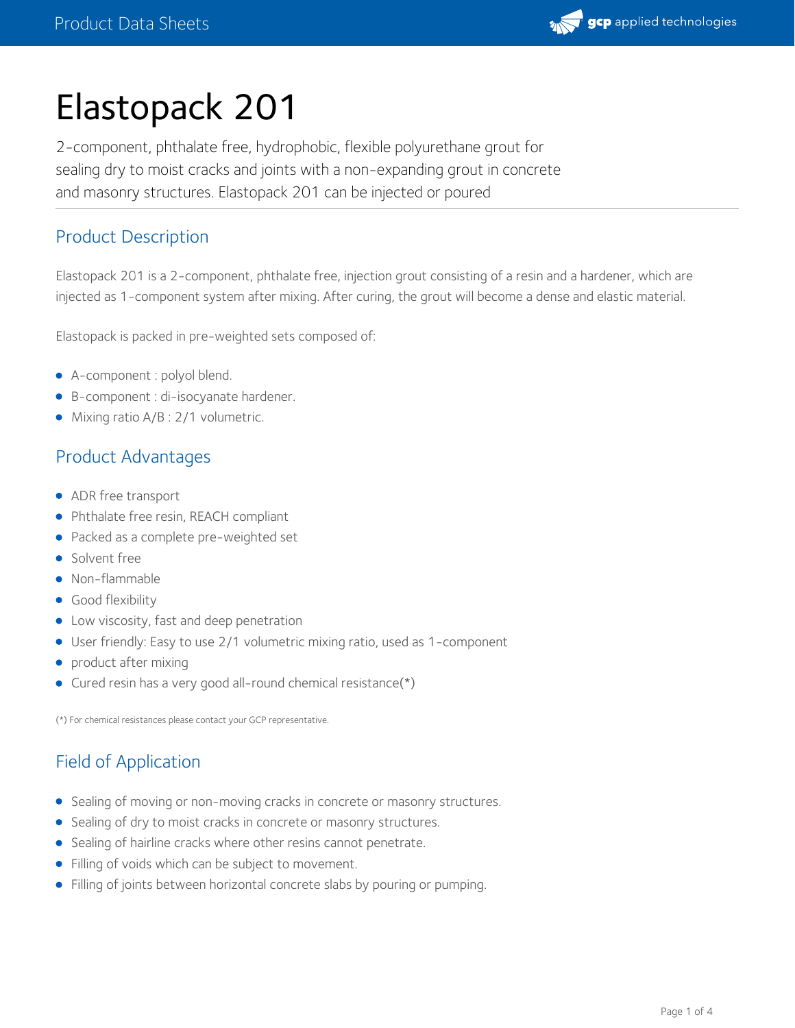# Elastopack 201

2-component, phthalate free, hydrophobic, flexible polyurethane grout for sealing dry to moist cracks and joints with a non-expanding grout in concrete and masonry structures. Elastopack 201 can be injected or poured

## Product Description

Elastopack 201 is a 2-component, phthalate free, injection grout consisting of a resin and a hardener, which are injected as 1-component system after mixing. After curing, the grout will become a dense and elastic material.

Elastopack is packed in pre-weighted sets composed of:

- A-component : polyol blend.
- B-component : di-isocyanate hardener.
- Mixing ratio A/B : 2/1 volumetric.

## Product Advantages

- ADR free transport
- Phthalate free resin, REACH compliant
- Packed as a complete pre-weighted set
- Solvent free
- Non-flammable
- Good flexibility
- Low viscosity, fast and deep penetration
- User friendly: Easy to use 2/1 volumetric mixing ratio, used as 1-component
- product after mixing
- Cured resin has a very good all-round chemical resistance(*)

(*) For chemical resistances please contact your GCP representative.

## Field of Application

- Sealing of moving or non-moving cracks in concrete or masonry structures.
- Sealing of dry to moist cracks in concrete or masonry structures.
- Sealing of hairline cracks where other resins cannot penetrate.
- Filling of voids which can be subject to movement.
- Filling of joints between horizontal concrete slabs by pouring or pumping.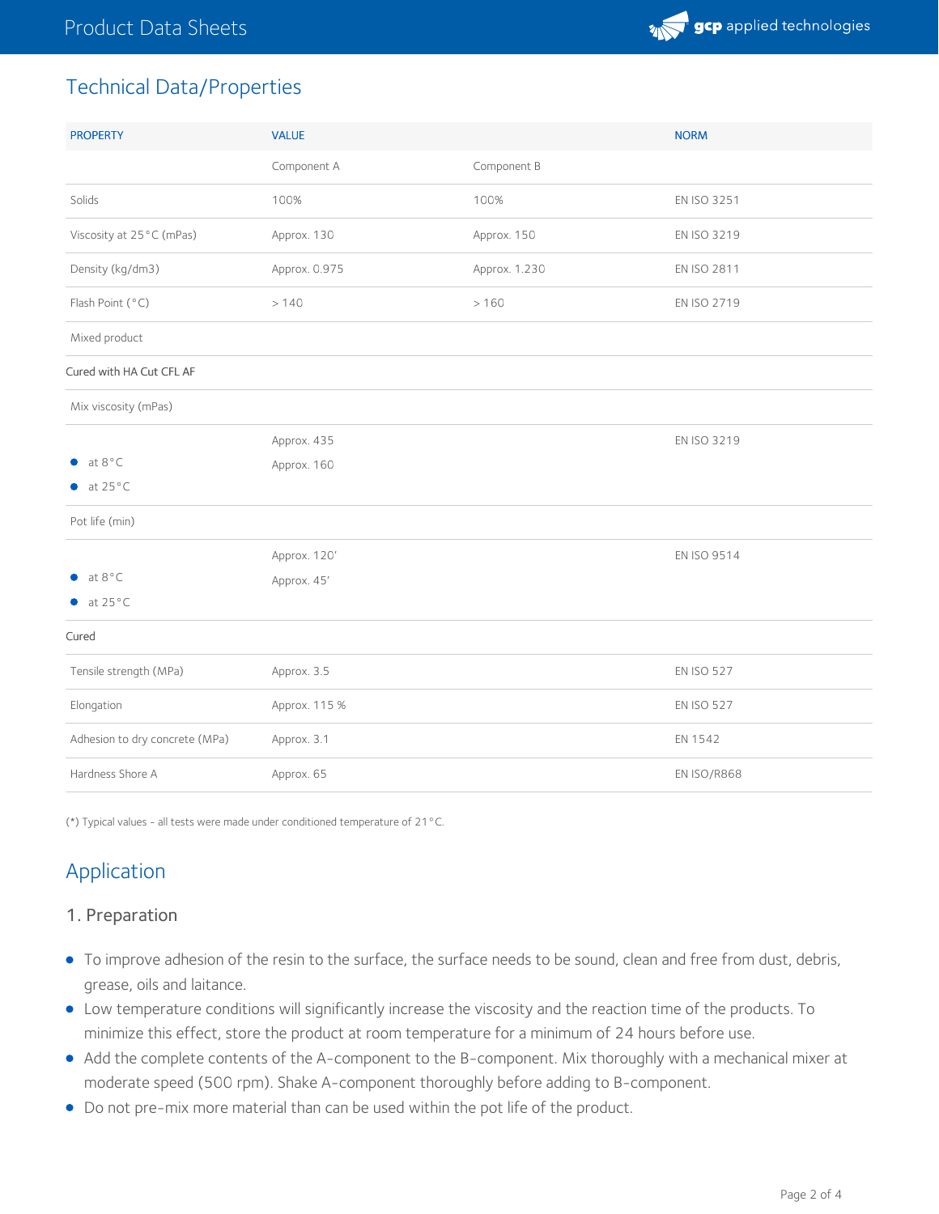## Technical Data/Properties

| PROPERTY | VALUE | | NORM |
|---|---|---|---|
| | Component A | Component B | |
| Solids | 100% | 100% | EN ISO 3251 |
| Viscosity at 25°C (mPas) | Approx. 130 | Approx. 150 | EN ISO 3219 |
| Density (kg/dm3) | Approx. 0.975 | Approx. 1.230 | EN ISO 2811 |
| Flash Point (°C) | > 140 | > 160 | EN ISO 2719 |
| Mixed product | | | |
| Cured with HA Cut CFL AF | | | |
| Mix viscosity (mPas) | | | |
| • at 8°C<br>• at 25°C | Approx. 435<br>Approx. 160 | | EN ISO 3219 |
| Pot life (min) | | | |
| • at 8°C<br>• at 25°C | Approx. 120'<br>Approx. 45' | | EN ISO 9514 |
| Cured | | | |
| Tensile strength (MPa) | Approx. 3.5 | | EN ISO 527 |
| Elongation | Approx. 115 % | | EN ISO 527 |
| Adhesion to dry concrete (MPa) | Approx. 3.1 | | EN 1542 |
| Hardness Shore A | Approx. 65 | | EN ISO/R868 |

(*) Typical values - all tests were made under conditioned temperature of 21°C.

## Application

### 1. Preparation

- To improve adhesion of the resin to the surface, the surface needs to be sound, clean and free from dust, debris, grease, oils and laitance.
- Low temperature conditions will significantly increase the viscosity and the reaction time of the products. To minimize this effect, store the product at room temperature for a minimum of 24 hours before use.
- Add the complete contents of the A-component to the B-component. Mix thoroughly with a mechanical mixer at moderate speed (500 rpm). Shake A-component thoroughly before adding to B-component.
- Do not pre-mix more material than can be used within the pot life of the product.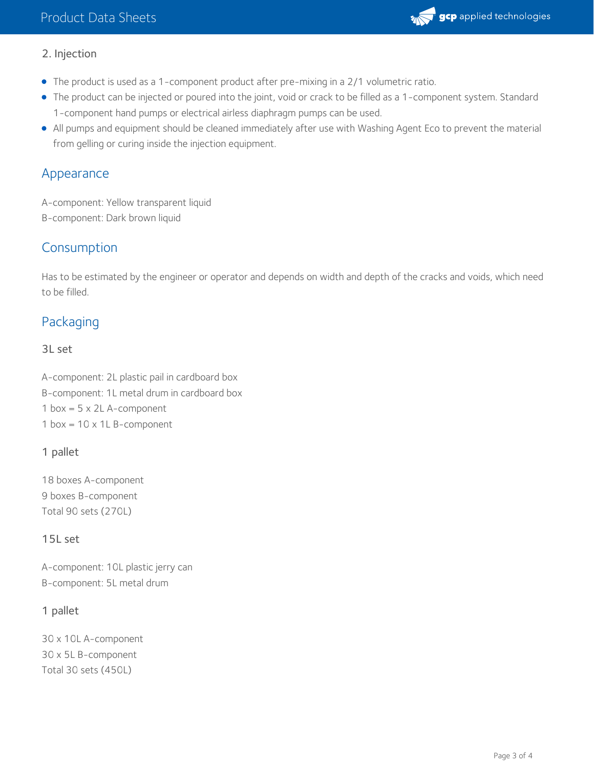### 2. Injection

- The product is used as a 1-component product after pre-mixing in a 2/1 volumetric ratio.
- The product can be injected or poured into the joint, void or crack to be filled as a 1-component system. Standard 1-component hand pumps or electrical airless diaphragm pumps can be used.
- All pumps and equipment should be cleaned immediately after use with Washing Agent Eco to prevent the material from gelling or curing inside the injection equipment.

## Appearance

A-component: Yellow transparent liquid
B-component: Dark brown liquid

## Consumption

Has to be estimated by the engineer or operator and depends on width and depth of the cracks and voids, which need to be filled.

## Packaging

### 3L set

A-component: 2L plastic pail in cardboard box
B-component: 1L metal drum in cardboard box
1 box = 5 x 2L A-component
1 box = 10 x 1L B-component

### 1 pallet

18 boxes A-component
9 boxes B-component
Total 90 sets (270L)

### 15L set

A-component: 10L plastic jerry can
B-component: 5L metal drum

### 1 pallet

30 x 10L A-component
30 x 5L B-component
Total 30 sets (450L)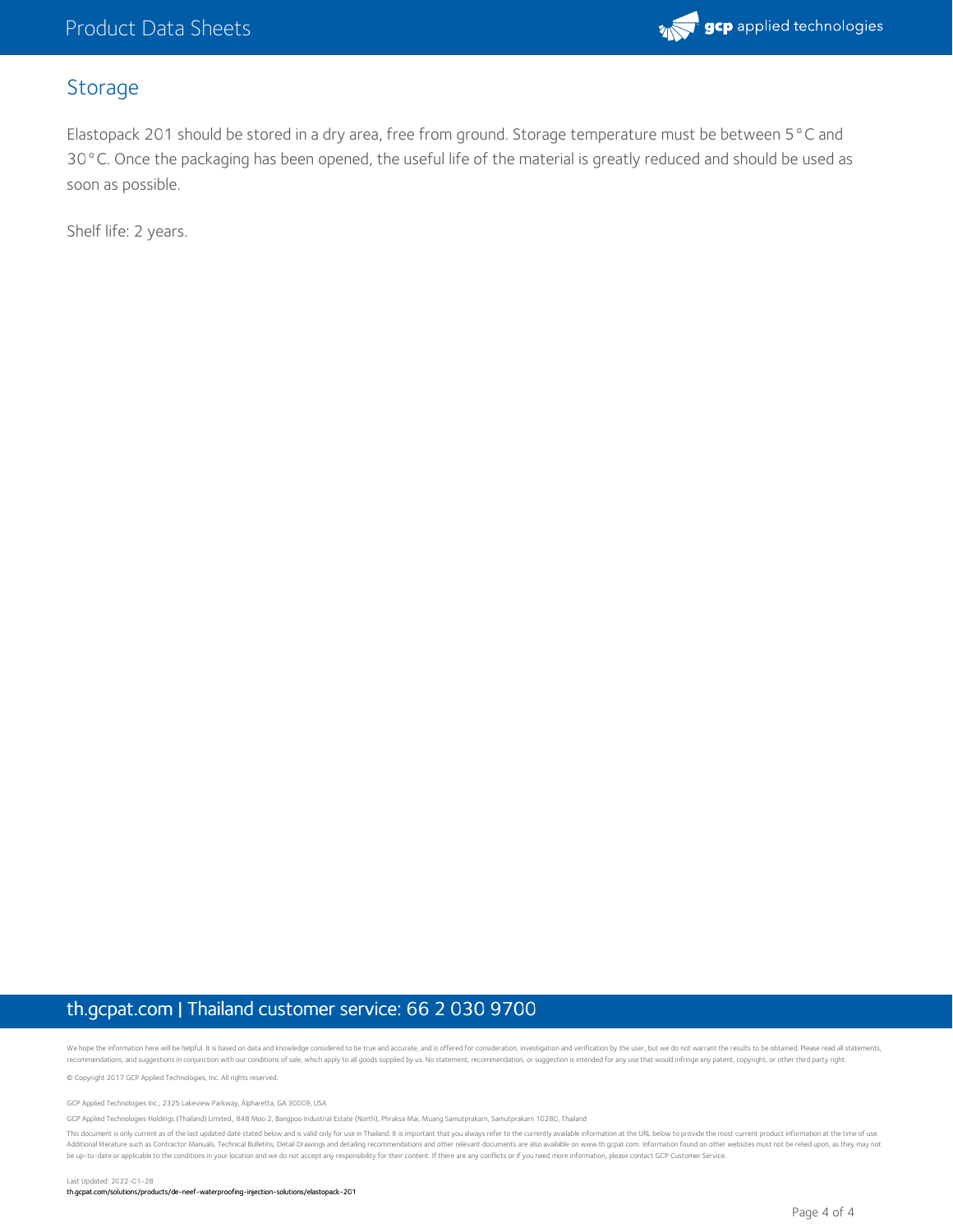## Storage

Elastopack 201 should be stored in a dry area, free from ground. Storage temperature must be between 5°C and 30°C. Once the packaging has been opened, the useful life of the material is greatly reduced and should be used as soon as possible.

Shelf life: 2 years.

th.gcpat.com | Thailand customer service: 66 2 030 9700

We hope the information here will be helpful. It is based on data and knowledge considered to be true and accurate, and is offered for consideration, investigation and verification by the user, but we do not warrant the results to be obtained. Please read all statements, recommendations, and suggestions in conjunction with our conditions of sale, which apply to all goods supplied by us. No statement, recommendation, or suggestion is intended for any use that would infringe any patent, copyright, or other third party right.

© Copyright 2017 GCP Applied Technologies, Inc. All rights reserved.

GCP Applied Technologies Inc., 2325 Lakeview Parkway, Alpharetta, GA 30009, USA

GCP Applied Technologies Holdings (Thailand) Limited., 848 Moo 2, Bangpoo Industrial Estate (North), Phraksa Mai, Muang Samutprakarn, Samutprakarn 10280, Thailand

This document is only current as of the last updated date stated below and is valid only for use in Thailand. It is important that you always refer to the currently available information at the URL below to provide the most current product information at the time of use. Additional literature such as Contractor Manuals, Technical Bulletins, Detail Drawings and detailing recommendations and other relevant documents are also available on www.th.gcpat.com. Information found on other websites must not be relied upon, as they may not be up-to-date or applicable to the conditions in your location and we do not accept any responsibility for their content. If there are any conflicts or if you need more information, please contact GCP Customer Service.

Last Updated: 2022-01-28

th.gcpat.com/solutions/products/de-neef-waterproofing-injection-solutions/elastopack-201